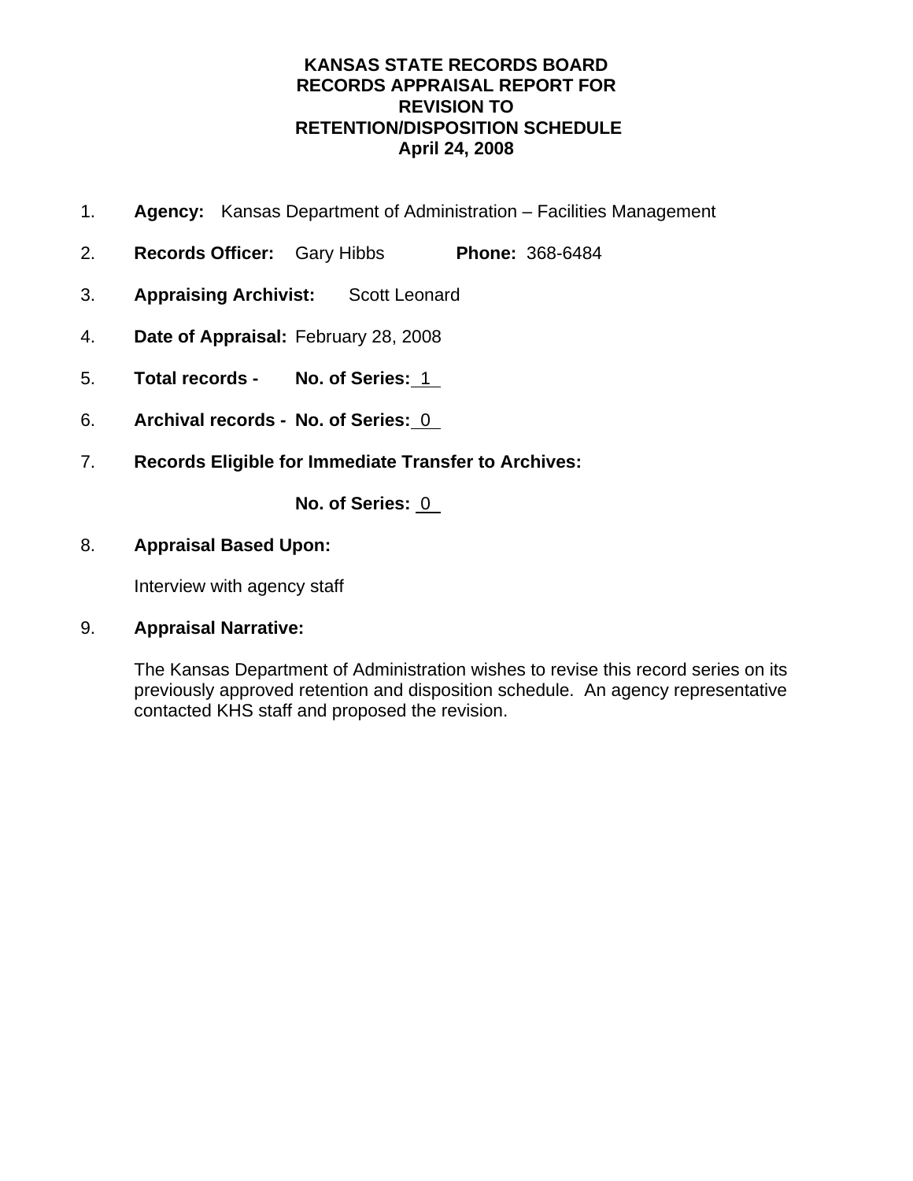# KANSAS STATE RECORDS BOARD
# RECORDS APPRAISAL REPORT FOR REVISION TO RETENTION/DISPOSITION SCHEDULE
# April 24, 2008

1. **Agency:** Kansas Department of Administration – Facilities Management

2. **Records Officer:** Gary Hibbs **Phone:** 368-6484

3. **Appraising Archivist:** Scott Leonard

4. **Date of Appraisal:** February 28, 2008

5. **Total records - No. of Series:** 1

6. **Archival records - No. of Series:** 0

7. **Records Eligible for Immediate Transfer to Archives:**

   **No. of Series:** 0

8. **Appraisal Based Upon:**

   Interview with agency staff

9. **Appraisal Narrative:**

   The Kansas Department of Administration wishes to revise this record series on its previously approved retention and disposition schedule. An agency representative contacted KHS staff and proposed the revision.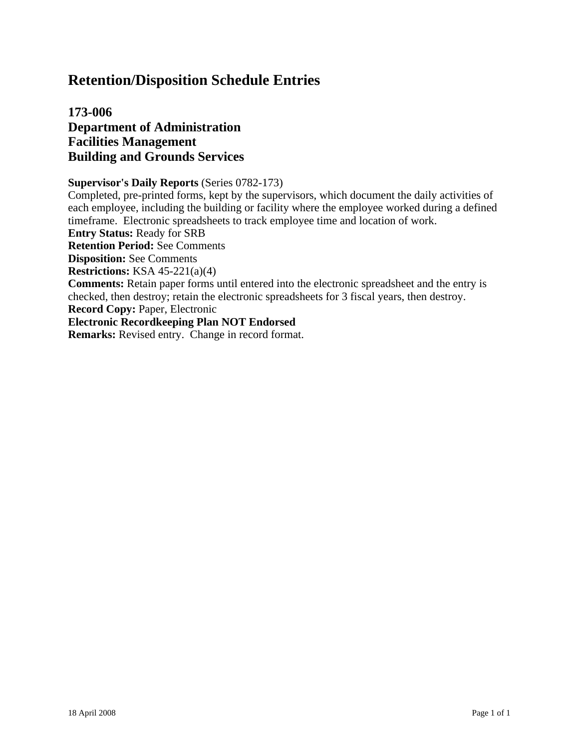# Retention/Disposition Schedule Entries

## 173-006
## Department of Administration
## Facilities Management
## Building and Grounds Services

**Supervisor's Daily Reports** (Series 0782-173)
Completed, pre-printed forms, kept by the supervisors, which document the daily activities of each employee, including the building or facility where the employee worked during a defined timeframe. Electronic spreadsheets to track employee time and location of work.
**Entry Status:** Ready for SRB
**Retention Period:** See Comments
**Disposition:** See Comments
**Restrictions:** KSA 45-221(a)(4)
**Comments:** Retain paper forms until entered into the electronic spreadsheet and the entry is checked, then destroy; retain the electronic spreadsheets for 3 fiscal years, then destroy.
**Record Copy:** Paper, Electronic
**Electronic Recordkeeping Plan NOT Endorsed**
**Remarks:** Revised entry. Change in record format.

18 April 2008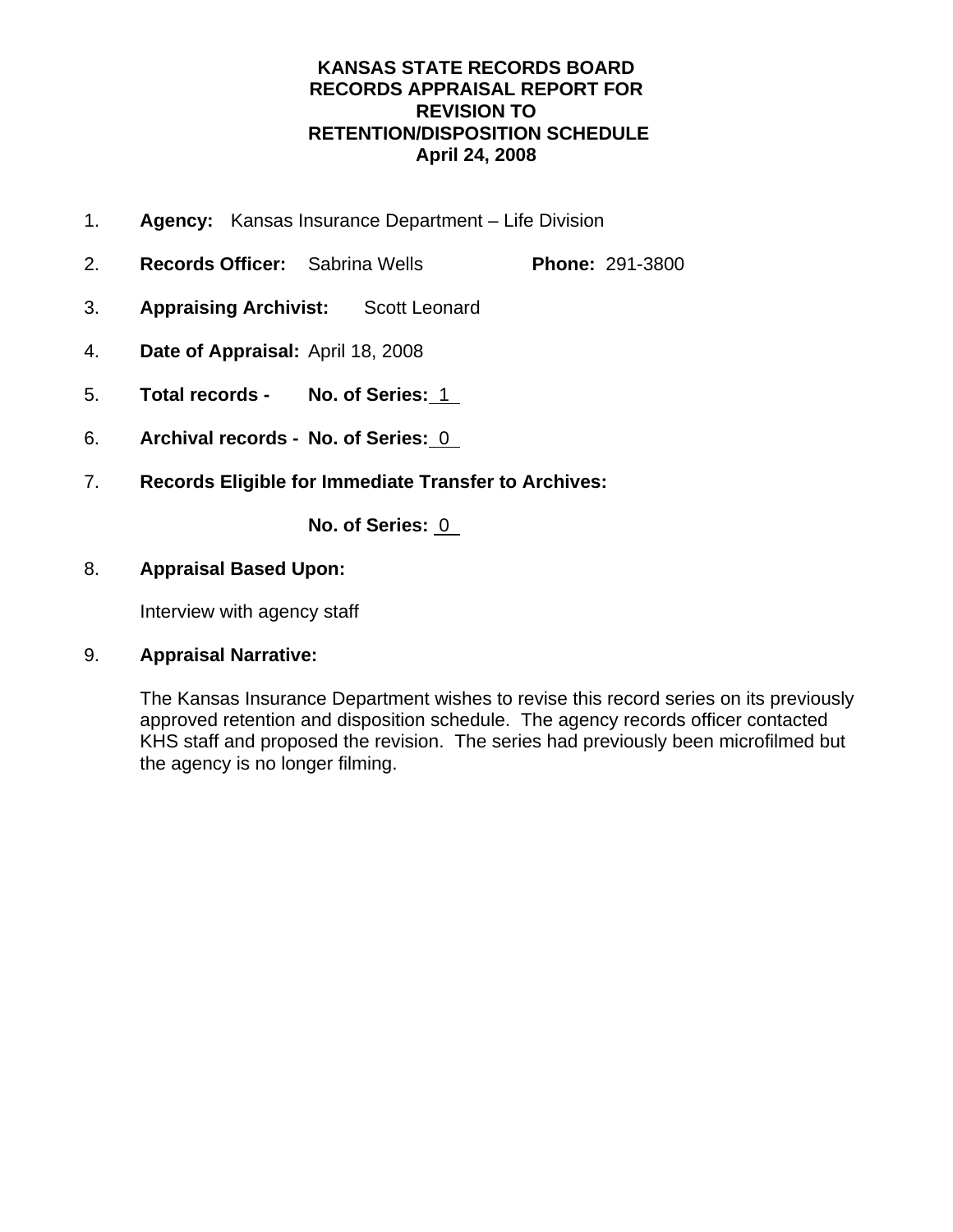# KANSAS STATE RECORDS BOARD
# RECORDS APPRAISAL REPORT FOR REVISION TO RETENTION/DISPOSITION SCHEDULE
# April 24, 2008

1. **Agency:** Kansas Insurance Department – Life Division
2. **Records Officer:** Sabrina Wells **Phone:** 291-3800
3. **Appraising Archivist:** Scott Leonard
4. **Date of Appraisal:** April 18, 2008
5. **Total records - No. of Series:** 1
6. **Archival records - No. of Series:** 0
7. **Records Eligible for Immediate Transfer to Archives:**

   **No. of Series:** 0

8. **Appraisal Based Upon:**

   Interview with agency staff

9. **Appraisal Narrative:**

   The Kansas Insurance Department wishes to revise this record series on its previously approved retention and disposition schedule. The agency records officer contacted KHS staff and proposed the revision. The series had previously been microfilmed but the agency is no longer filming.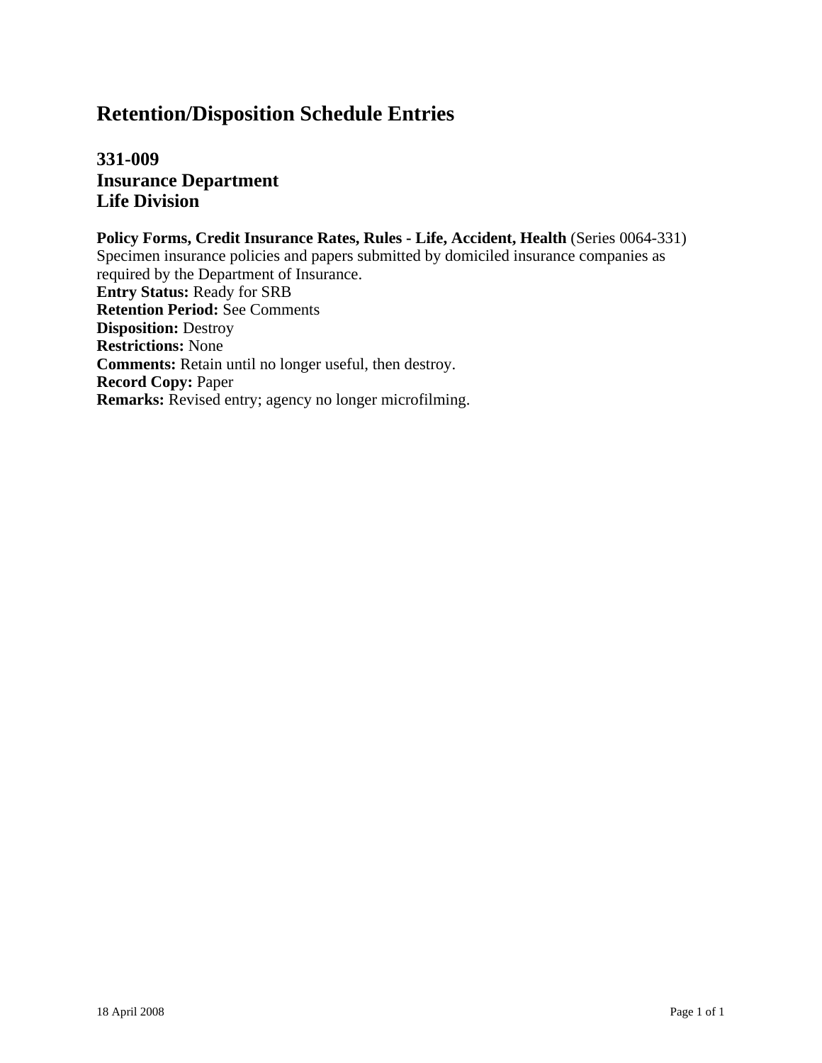# Retention/Disposition Schedule Entries

## 331-009
## Insurance Department
## Life Division

**Policy Forms, Credit Insurance Rates, Rules - Life, Accident, Health** (Series 0064-331)
Specimen insurance policies and papers submitted by domiciled insurance companies as required by the Department of Insurance.
**Entry Status:** Ready for SRB
**Retention Period:** See Comments
**Disposition:** Destroy
**Restrictions:** None
**Comments:** Retain until no longer useful, then destroy.
**Record Copy:** Paper
**Remarks:** Revised entry; agency no longer microfilming.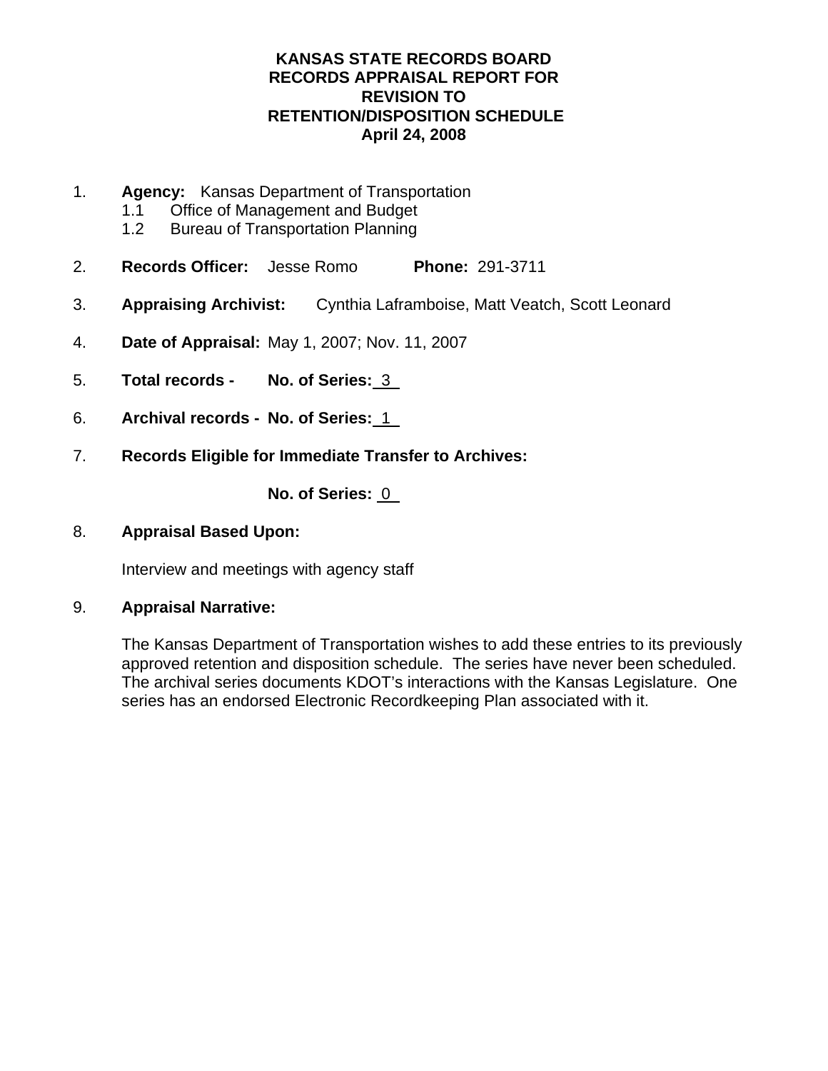**KANSAS STATE RECORDS BOARD**
**RECORDS APPRAISAL REPORT FOR**
**REVISION TO**
**RETENTION/DISPOSITION SCHEDULE**
**April 24, 2008**

1. **Agency:** Kansas Department of Transportation
   1.1 Office of Management and Budget
   1.2 Bureau of Transportation Planning

2. **Records Officer:** Jesse Romo **Phone:** 291-3711

3. **Appraising Archivist:** Cynthia Laframboise, Matt Veatch, Scott Leonard

4. **Date of Appraisal:** May 1, 2007; Nov. 11, 2007

5. **Total records - No. of Series:** 3

6. **Archival records - No. of Series:** 1

7. **Records Eligible for Immediate Transfer to Archives:**

   **No. of Series:** 0

8. **Appraisal Based Upon:**

   Interview and meetings with agency staff

9. **Appraisal Narrative:**

   The Kansas Department of Transportation wishes to add these entries to its previously approved retention and disposition schedule. The series have never been scheduled. The archival series documents KDOT's interactions with the Kansas Legislature. One series has an endorsed Electronic Recordkeeping Plan associated with it.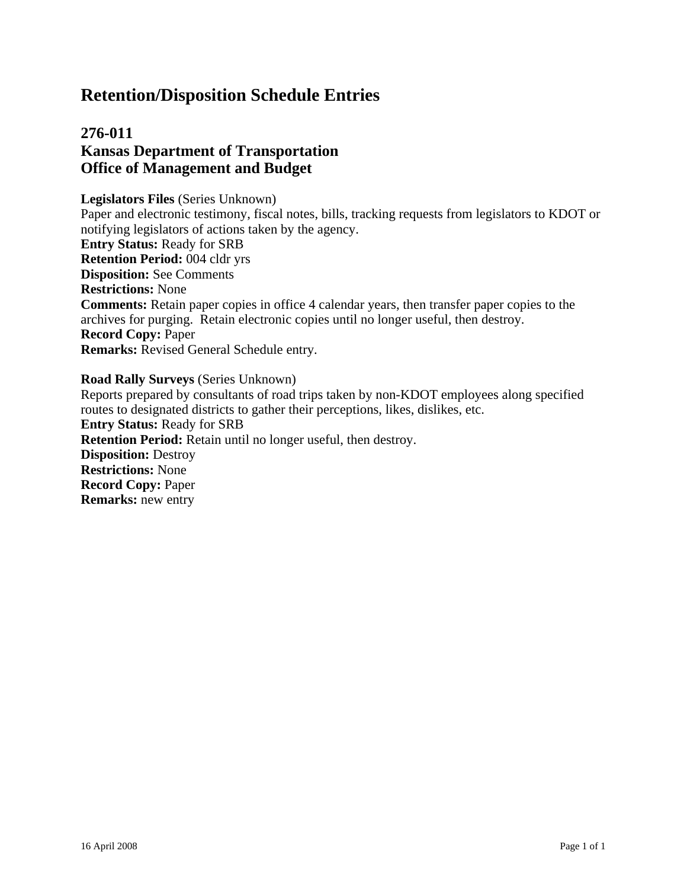# Retention/Disposition Schedule Entries

## 276-011
## Kansas Department of Transportation
## Office of Management and Budget

**Legislators Files** (Series Unknown)
Paper and electronic testimony, fiscal notes, bills, tracking requests from legislators to KDOT or notifying legislators of actions taken by the agency.
**Entry Status:** Ready for SRB
**Retention Period:** 004 cldr yrs
**Disposition:** See Comments
**Restrictions:** None
**Comments:** Retain paper copies in office 4 calendar years, then transfer paper copies to the archives for purging. Retain electronic copies until no longer useful, then destroy.
**Record Copy:** Paper
**Remarks:** Revised General Schedule entry.

**Road Rally Surveys** (Series Unknown)
Reports prepared by consultants of road trips taken by non-KDOT employees along specified routes to designated districts to gather their perceptions, likes, dislikes, etc.
**Entry Status:** Ready for SRB
**Retention Period:** Retain until no longer useful, then destroy.
**Disposition:** Destroy
**Restrictions:** None
**Record Copy:** Paper
**Remarks:** new entry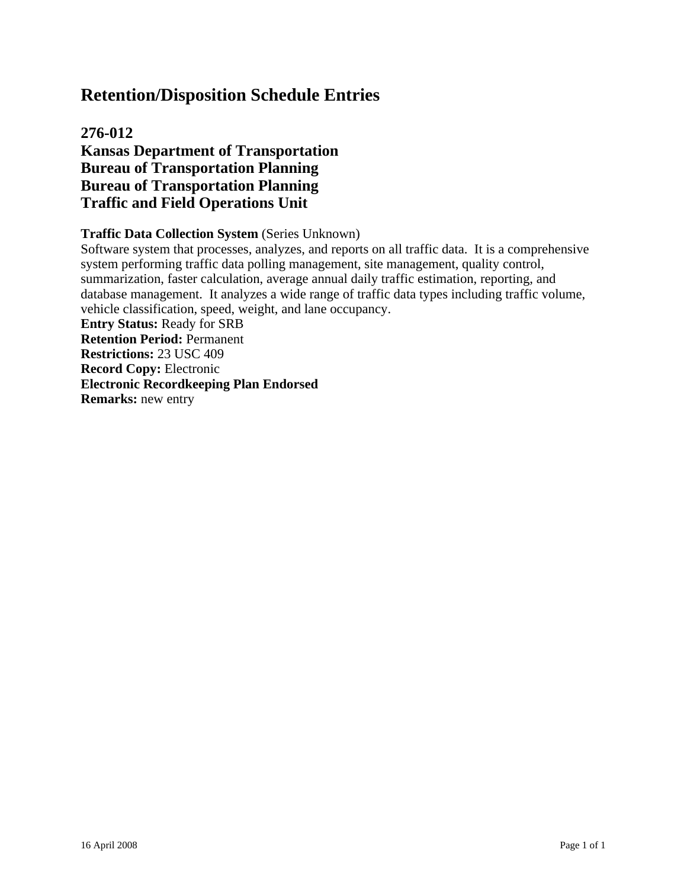# Retention/Disposition Schedule Entries

## 276-012
## Kansas Department of Transportation
## Bureau of Transportation Planning
## Bureau of Transportation Planning
## Traffic and Field Operations Unit

**Traffic Data Collection System** (Series Unknown)
Software system that processes, analyzes, and reports on all traffic data. It is a comprehensive system performing traffic data polling management, site management, quality control, summarization, faster calculation, average annual daily traffic estimation, reporting, and database management. It analyzes a wide range of traffic data types including traffic volume, vehicle classification, speed, weight, and lane occupancy.
**Entry Status:** Ready for SRB
**Retention Period:** Permanent
**Restrictions:** 23 USC 409
**Record Copy:** Electronic
**Electronic Recordkeeping Plan Endorsed**
**Remarks:** new entry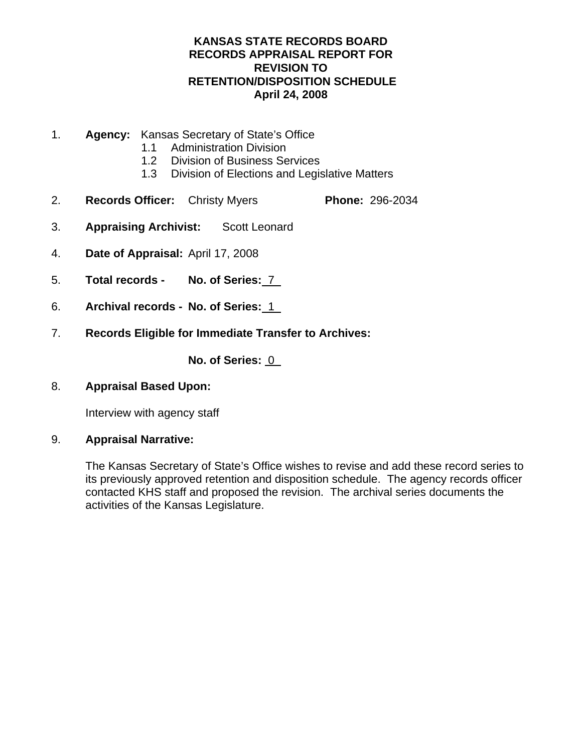# KANSAS STATE RECORDS BOARD
# RECORDS APPRAISAL REPORT FOR
# REVISION TO
# RETENTION/DISPOSITION SCHEDULE
# April 24, 2008

1. **Agency:** Kansas Secretary of State's Office
   - 1.1 Administration Division
   - 1.2 Division of Business Services
   - 1.3 Division of Elections and Legislative Matters

2. **Records Officer:** Christy Myers **Phone:** 296-2034

3. **Appraising Archivist:** Scott Leonard

4. **Date of Appraisal:** April 17, 2008

5. **Total records - No. of Series:** 7

6. **Archival records - No. of Series:** 1

7. **Records Eligible for Immediate Transfer to Archives:**

   **No. of Series:** 0

8. **Appraisal Based Upon:**

   Interview with agency staff

9. **Appraisal Narrative:**

   The Kansas Secretary of State's Office wishes to revise and add these record series to its previously approved retention and disposition schedule. The agency records officer contacted KHS staff and proposed the revision. The archival series documents the activities of the Kansas Legislature.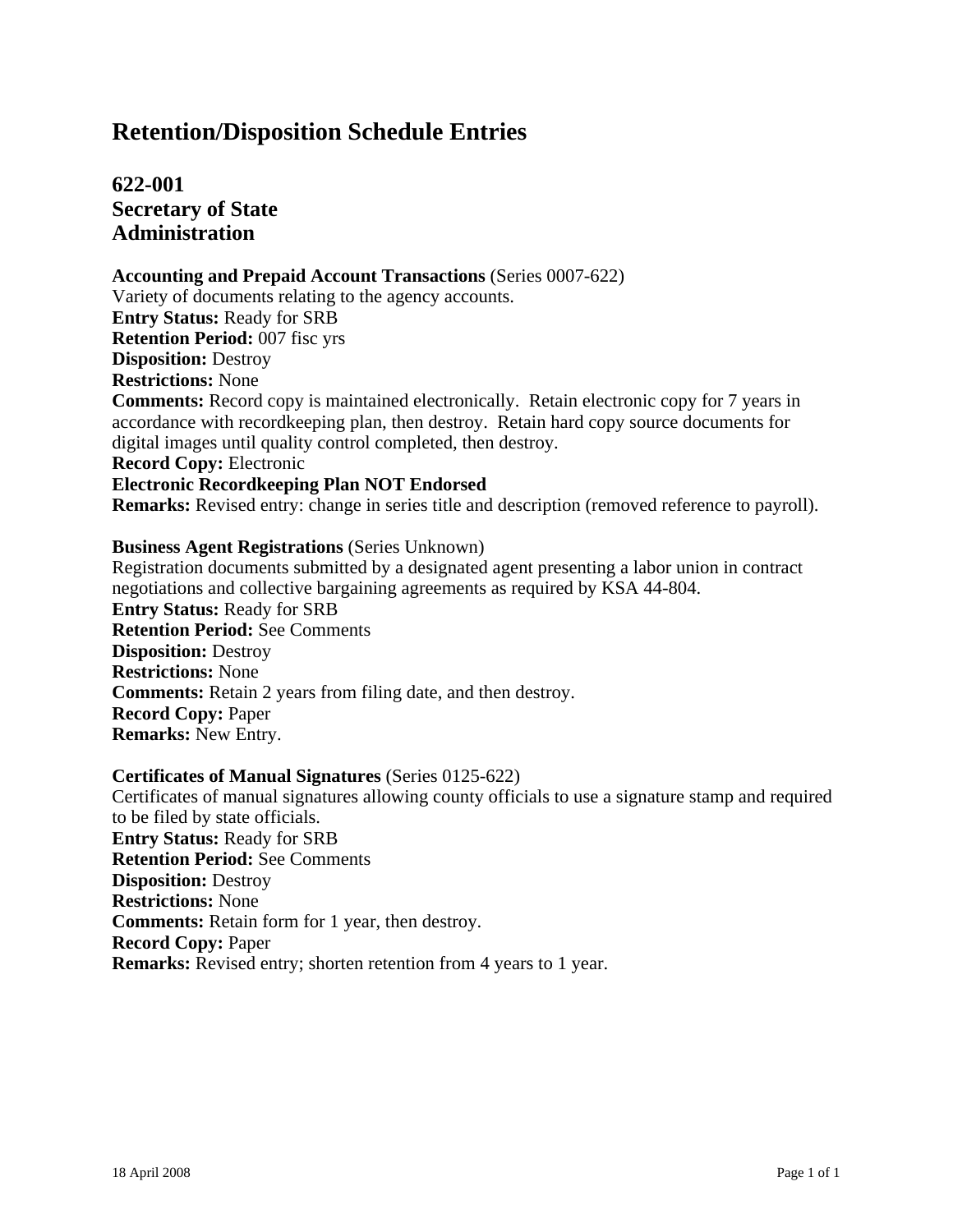# Retention/Disposition Schedule Entries

## 622-001
## Secretary of State
## Administration

**Accounting and Prepaid Account Transactions** (Series 0007-622)
Variety of documents relating to the agency accounts.
**Entry Status:** Ready for SRB
**Retention Period:** 007 fisc yrs
**Disposition:** Destroy
**Restrictions:** None
**Comments:** Record copy is maintained electronically. Retain electronic copy for 7 years in accordance with recordkeeping plan, then destroy. Retain hard copy source documents for digital images until quality control completed, then destroy.
**Record Copy:** Electronic
**Electronic Recordkeeping Plan NOT Endorsed**
**Remarks:** Revised entry: change in series title and description (removed reference to payroll).

**Business Agent Registrations** (Series Unknown)
Registration documents submitted by a designated agent presenting a labor union in contract negotiations and collective bargaining agreements as required by KSA 44-804.
**Entry Status:** Ready for SRB
**Retention Period:** See Comments
**Disposition:** Destroy
**Restrictions:** None
**Comments:** Retain 2 years from filing date, and then destroy.
**Record Copy:** Paper
**Remarks:** New Entry.

**Certificates of Manual Signatures** (Series 0125-622)
Certificates of manual signatures allowing county officials to use a signature stamp and required to be filed by state officials.
**Entry Status:** Ready for SRB
**Retention Period:** See Comments
**Disposition:** Destroy
**Restrictions:** None
**Comments:** Retain form for 1 year, then destroy.
**Record Copy:** Paper
**Remarks:** Revised entry; shorten retention from 4 years to 1 year.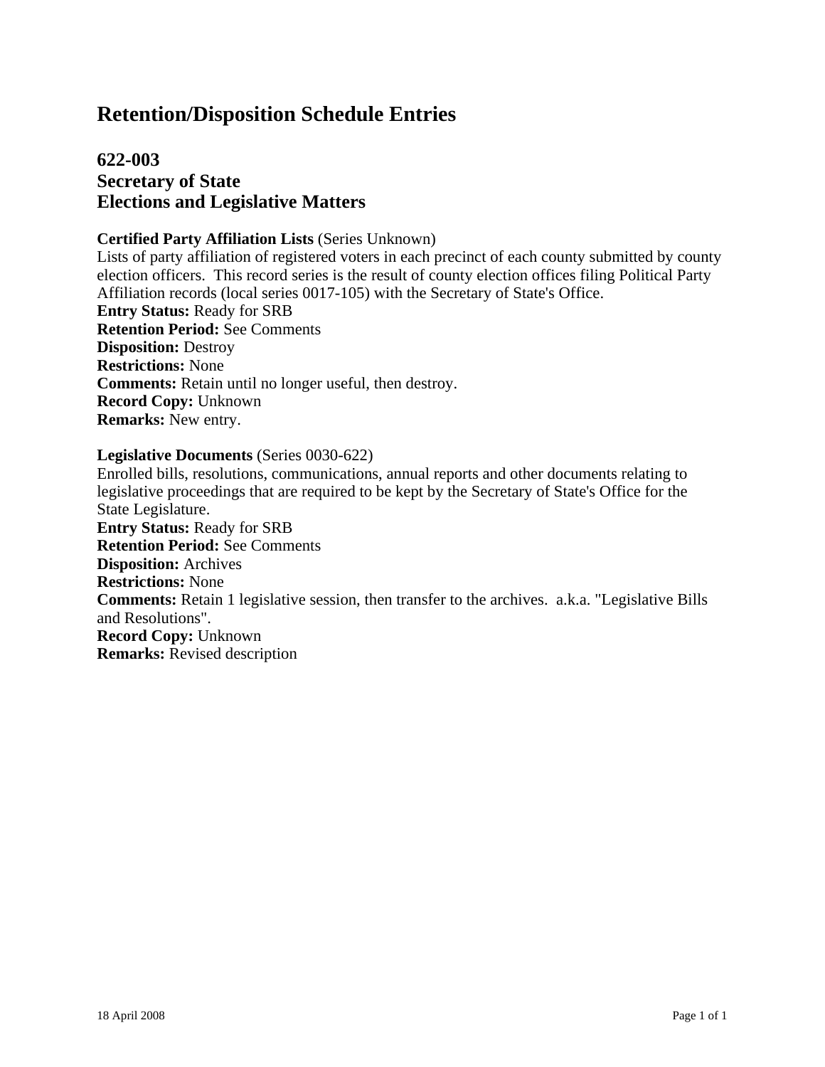# Retention/Disposition Schedule Entries

## 622-003
## Secretary of State
## Elections and Legislative Matters

**Certified Party Affiliation Lists** (Series Unknown)
Lists of party affiliation of registered voters in each precinct of each county submitted by county election officers. This record series is the result of county election offices filing Political Party Affiliation records (local series 0017-105) with the Secretary of State's Office.
**Entry Status:** Ready for SRB
**Retention Period:** See Comments
**Disposition:** Destroy
**Restrictions:** None
**Comments:** Retain until no longer useful, then destroy.
**Record Copy:** Unknown
**Remarks:** New entry.

**Legislative Documents** (Series 0030-622)
Enrolled bills, resolutions, communications, annual reports and other documents relating to legislative proceedings that are required to be kept by the Secretary of State's Office for the State Legislature.
**Entry Status:** Ready for SRB
**Retention Period:** See Comments
**Disposition:** Archives
**Restrictions:** None
**Comments:** Retain 1 legislative session, then transfer to the archives. a.k.a. "Legislative Bills and Resolutions".
**Record Copy:** Unknown
**Remarks:** Revised description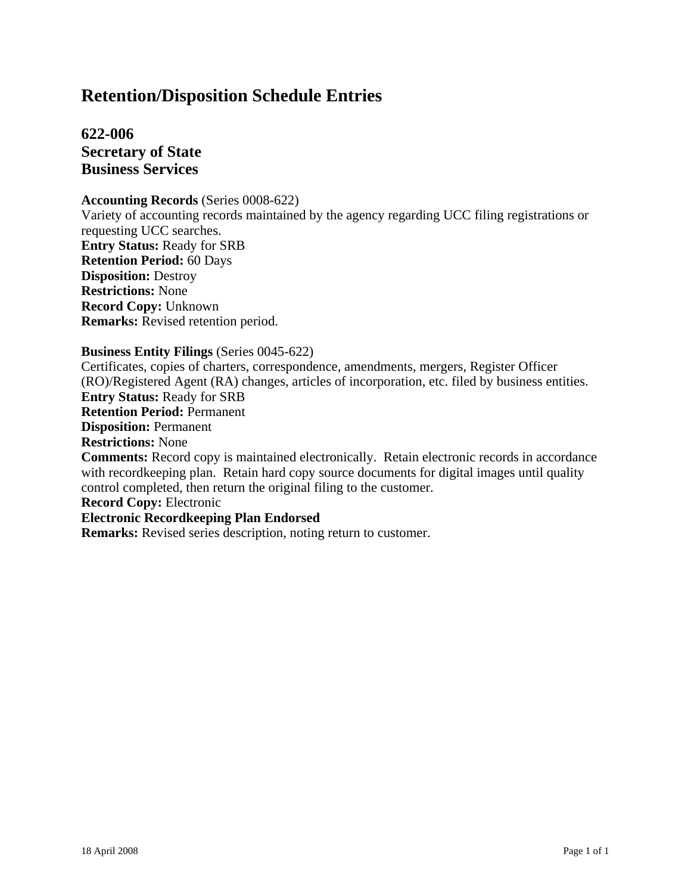# Retention/Disposition Schedule Entries

## 622-006
## Secretary of State
## Business Services

**Accounting Records** (Series 0008-622)
Variety of accounting records maintained by the agency regarding UCC filing registrations or requesting UCC searches.
**Entry Status:** Ready for SRB
**Retention Period:** 60 Days
**Disposition:** Destroy
**Restrictions:** None
**Record Copy:** Unknown
**Remarks:** Revised retention period.

**Business Entity Filings** (Series 0045-622)
Certificates, copies of charters, correspondence, amendments, mergers, Register Officer (RO)/Registered Agent (RA) changes, articles of incorporation, etc. filed by business entities.
**Entry Status:** Ready for SRB
**Retention Period:** Permanent
**Disposition:** Permanent
**Restrictions:** None
**Comments:** Record copy is maintained electronically.  Retain electronic records in accordance with recordkeeping plan.  Retain hard copy source documents for digital images until quality control completed, then return the original filing to the customer.
**Record Copy:** Electronic
**Electronic Recordkeeping Plan Endorsed**
**Remarks:** Revised series description, noting return to customer.

18 April 2008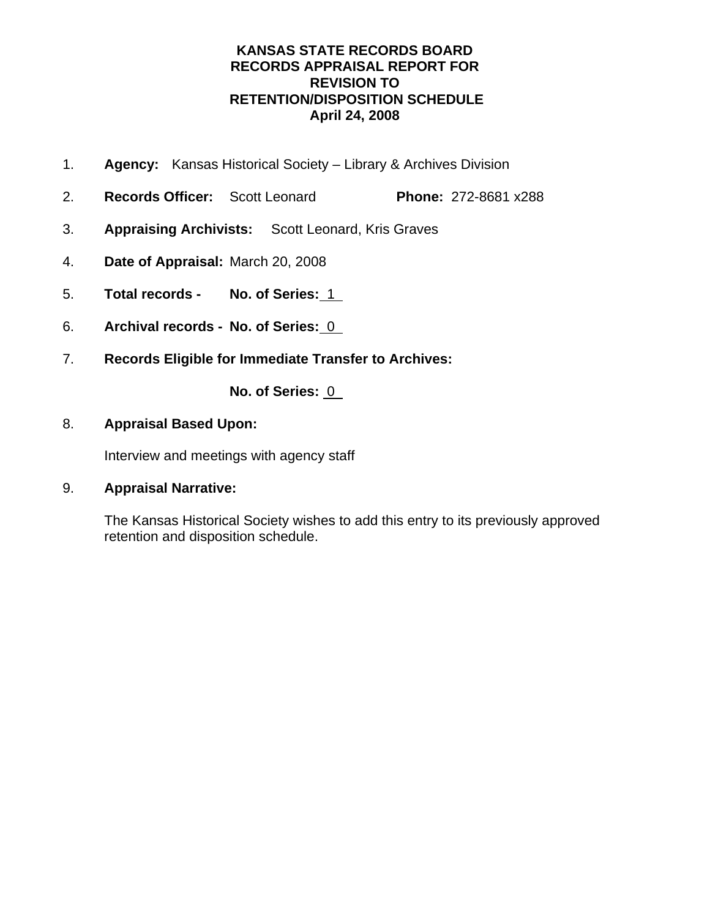# KANSAS STATE RECORDS BOARD
# RECORDS APPRAISAL REPORT FOR
# REVISION TO
# RETENTION/DISPOSITION SCHEDULE
# April 24, 2008

1. **Agency:** Kansas Historical Society – Library & Archives Division

2. **Records Officer:** Scott Leonard **Phone:** 272-8681 x288

3. **Appraising Archivists:** Scott Leonard, Kris Graves

4. **Date of Appraisal:** March 20, 2008

5. **Total records - No. of Series:** 1

6. **Archival records - No. of Series:** 0

7. **Records Eligible for Immediate Transfer to Archives:**

   **No. of Series:** 0

8. **Appraisal Based Upon:**

   Interview and meetings with agency staff

9. **Appraisal Narrative:**

   The Kansas Historical Society wishes to add this entry to its previously approved retention and disposition schedule.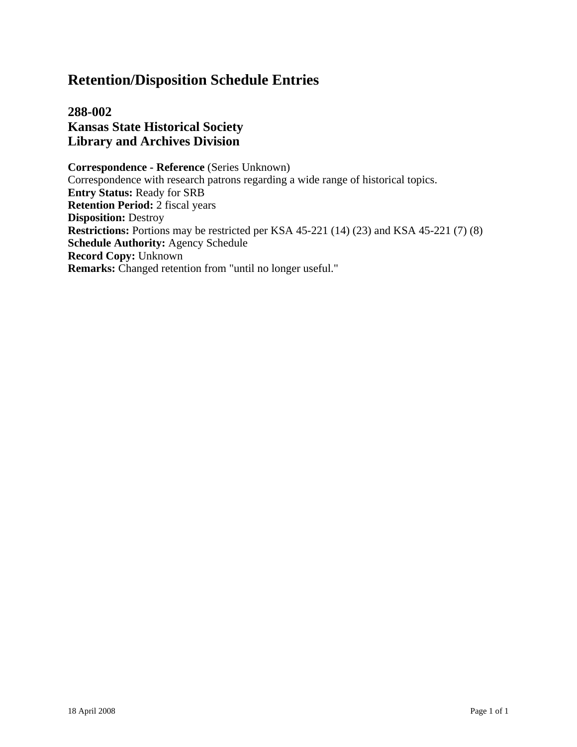# Retention/Disposition Schedule Entries

## 288-002
## Kansas State Historical Society
## Library and Archives Division

**Correspondence - Reference** (Series Unknown)
Correspondence with research patrons regarding a wide range of historical topics.
**Entry Status:** Ready for SRB
**Retention Period:** 2 fiscal years
**Disposition:** Destroy
**Restrictions:** Portions may be restricted per KSA 45-221 (14) (23) and KSA 45-221 (7) (8)
**Schedule Authority:** Agency Schedule
**Record Copy:** Unknown
**Remarks:** Changed retention from "until no longer useful."

18 April 2008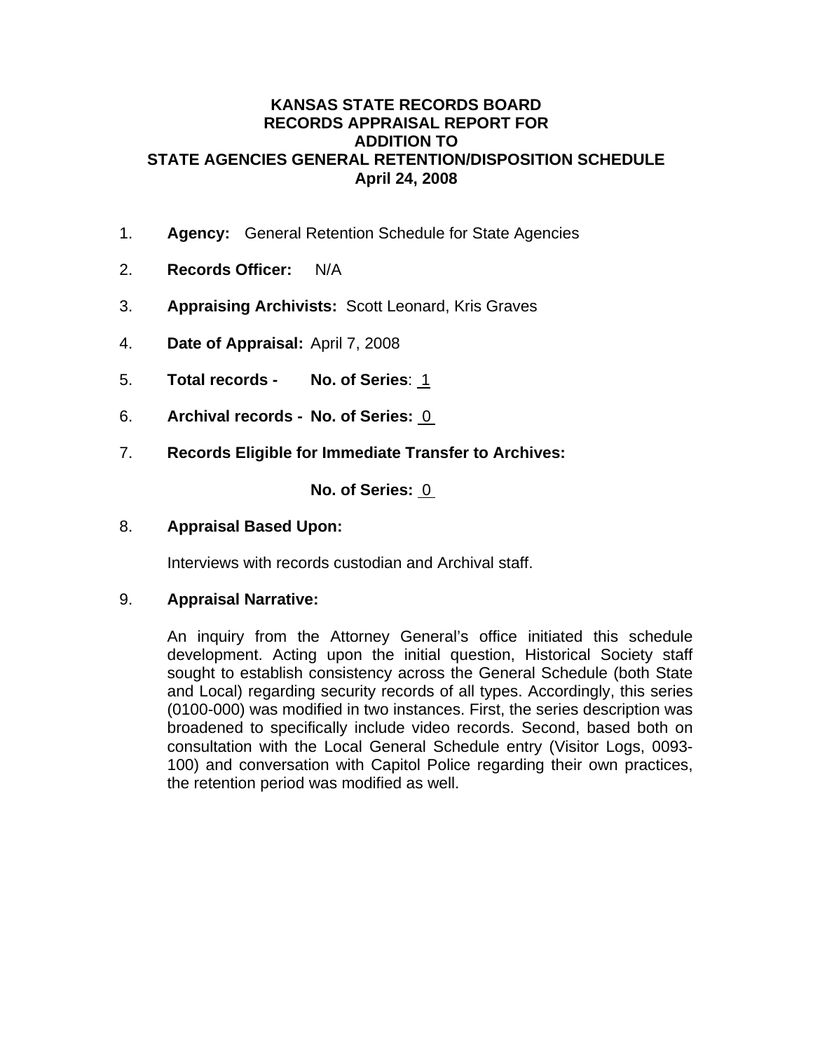# KANSAS STATE RECORDS BOARD
# RECORDS APPRAISAL REPORT FOR
# ADDITION TO
# STATE AGENCIES GENERAL RETENTION/DISPOSITION SCHEDULE
# April 24, 2008

1. **Agency:** General Retention Schedule for State Agencies

2. **Records Officer:** N/A

3. **Appraising Archivists:** Scott Leonard, Kris Graves

4. **Date of Appraisal:** April 7, 2008

5. **Total records - No. of Series**: 1

6. **Archival records - No. of Series:** 0

7. **Records Eligible for Immediate Transfer to Archives:**

   **No. of Series:** 0

8. **Appraisal Based Upon:**

   Interviews with records custodian and Archival staff.

9. **Appraisal Narrative:**

   An inquiry from the Attorney General's office initiated this schedule development. Acting upon the initial question, Historical Society staff sought to establish consistency across the General Schedule (both State and Local) regarding security records of all types. Accordingly, this series (0100-000) was modified in two instances. First, the series description was broadened to specifically include video records. Second, based both on consultation with the Local General Schedule entry (Visitor Logs, 0093-100) and conversation with Capitol Police regarding their own practices, the retention period was modified as well.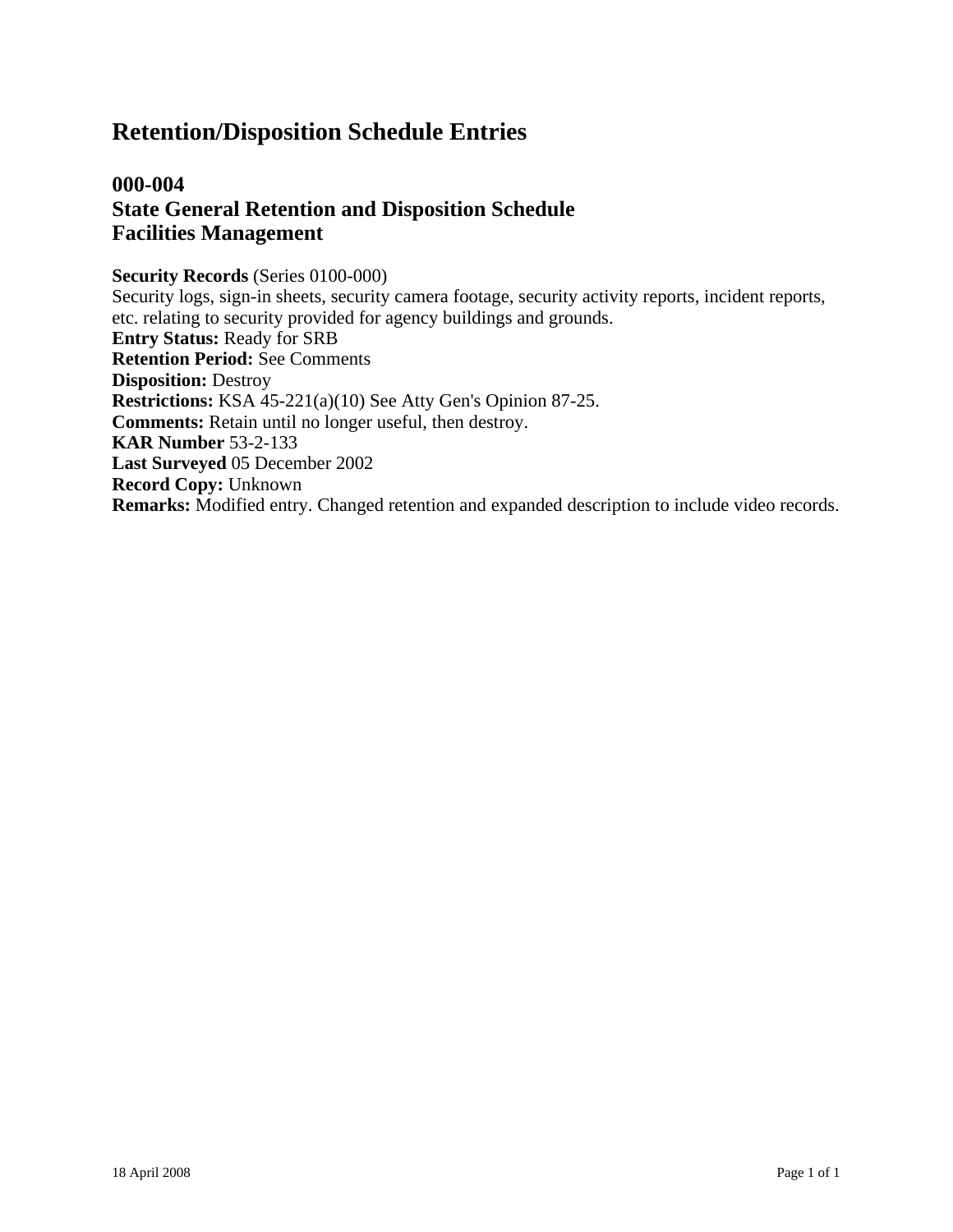# Retention/Disposition Schedule Entries

## 000-004
## State General Retention and Disposition Schedule
## Facilities Management

**Security Records** (Series 0100-000)
Security logs, sign-in sheets, security camera footage, security activity reports, incident reports, etc. relating to security provided for agency buildings and grounds.
**Entry Status:** Ready for SRB
**Retention Period:** See Comments
**Disposition:** Destroy
**Restrictions:** KSA 45-221(a)(10) See Atty Gen's Opinion 87-25.
**Comments:** Retain until no longer useful, then destroy.
**KAR Number** 53-2-133
**Last Surveyed** 05 December 2002
**Record Copy:** Unknown
**Remarks:** Modified entry. Changed retention and expanded description to include video records.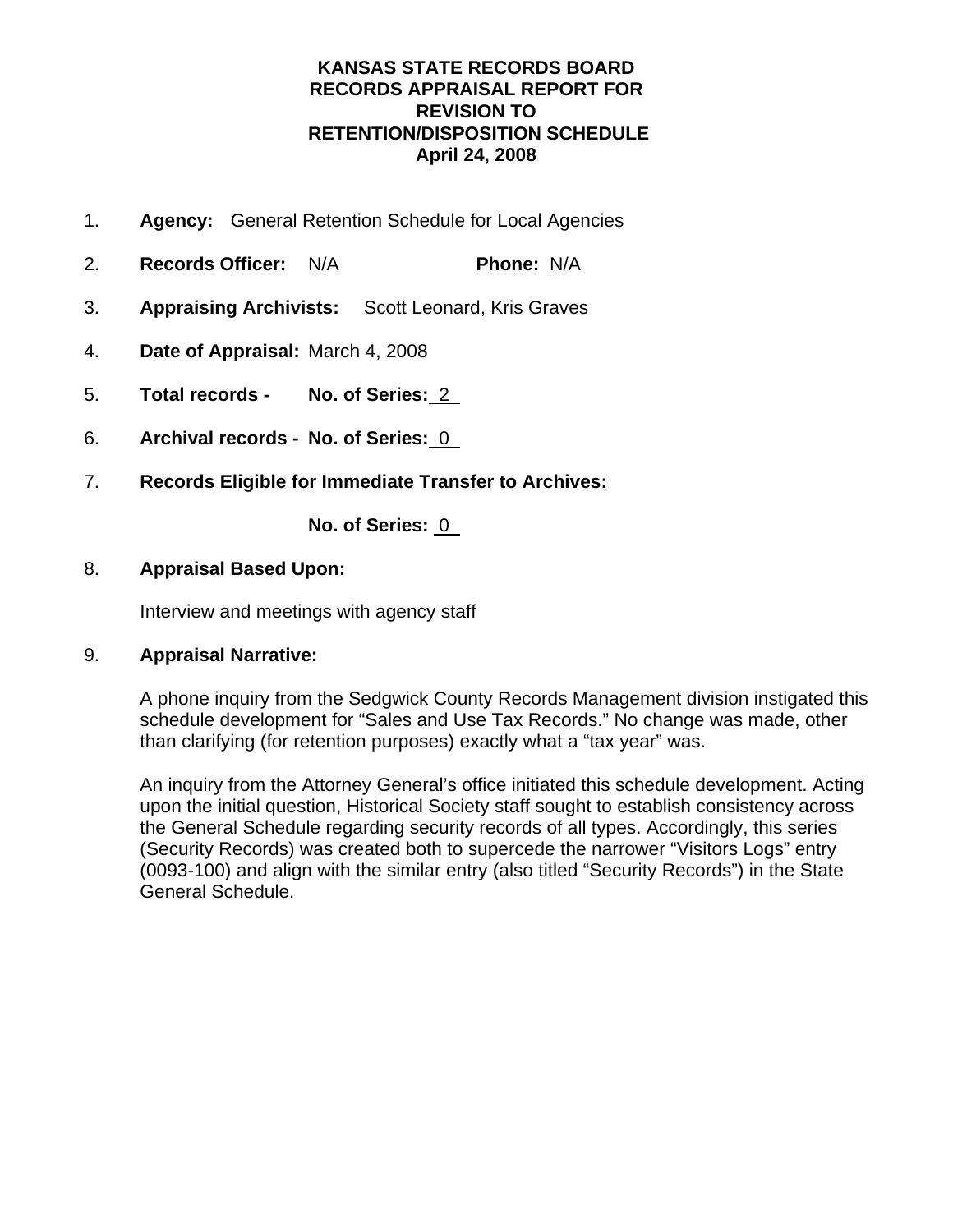# KANSAS STATE RECORDS BOARD RECORDS APPRAISAL REPORT FOR REVISION TO RETENTION/DISPOSITION SCHEDULE
**April 24, 2008**

1. **Agency:** General Retention Schedule for Local Agencies

2. **Records Officer:** N/A **Phone:** N/A

3. **Appraising Archivists:** Scott Leonard, Kris Graves

4. **Date of Appraisal:** March 4, 2008

5. **Total records - No. of Series:** 2

6. **Archival records - No. of Series:** 0

7. **Records Eligible for Immediate Transfer to Archives:**

   **No. of Series:** 0

8. **Appraisal Based Upon:**

   Interview and meetings with agency staff

9. **Appraisal Narrative:**

   A phone inquiry from the Sedgwick County Records Management division instigated this schedule development for "Sales and Use Tax Records." No change was made, other than clarifying (for retention purposes) exactly what a "tax year" was.

   An inquiry from the Attorney General's office initiated this schedule development. Acting upon the initial question, Historical Society staff sought to establish consistency across the General Schedule regarding security records of all types. Accordingly, this series (Security Records) was created both to supercede the narrower "Visitors Logs" entry (0093-100) and align with the similar entry (also titled "Security Records") in the State General Schedule.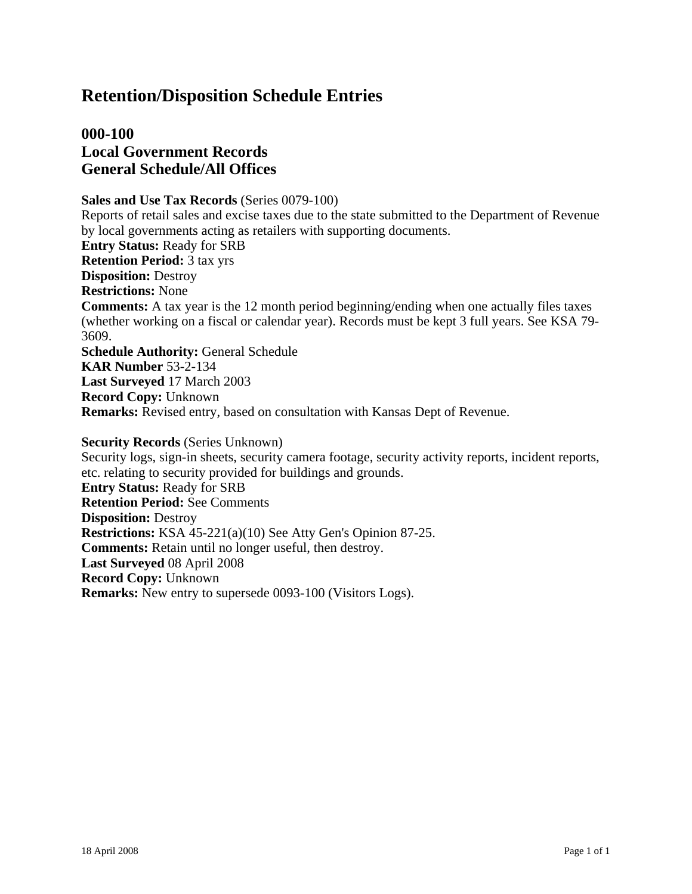# Retention/Disposition Schedule Entries

## 000-100
## Local Government Records
## General Schedule/All Offices

**Sales and Use Tax Records** (Series 0079-100)
Reports of retail sales and excise taxes due to the state submitted to the Department of Revenue by local governments acting as retailers with supporting documents.
**Entry Status:** Ready for SRB
**Retention Period:** 3 tax yrs
**Disposition:** Destroy
**Restrictions:** None
**Comments:** A tax year is the 12 month period beginning/ending when one actually files taxes (whether working on a fiscal or calendar year). Records must be kept 3 full years. See KSA 79-3609.
**Schedule Authority:** General Schedule
**KAR Number** 53-2-134
**Last Surveyed** 17 March 2003
**Record Copy:** Unknown
**Remarks:** Revised entry, based on consultation with Kansas Dept of Revenue.

**Security Records** (Series Unknown)
Security logs, sign-in sheets, security camera footage, security activity reports, incident reports, etc. relating to security provided for buildings and grounds.
**Entry Status:** Ready for SRB
**Retention Period:** See Comments
**Disposition:** Destroy
**Restrictions:** KSA 45-221(a)(10) See Atty Gen's Opinion 87-25.
**Comments:** Retain until no longer useful, then destroy.
**Last Surveyed** 08 April 2008
**Record Copy:** Unknown
**Remarks:** New entry to supersede 0093-100 (Visitors Logs).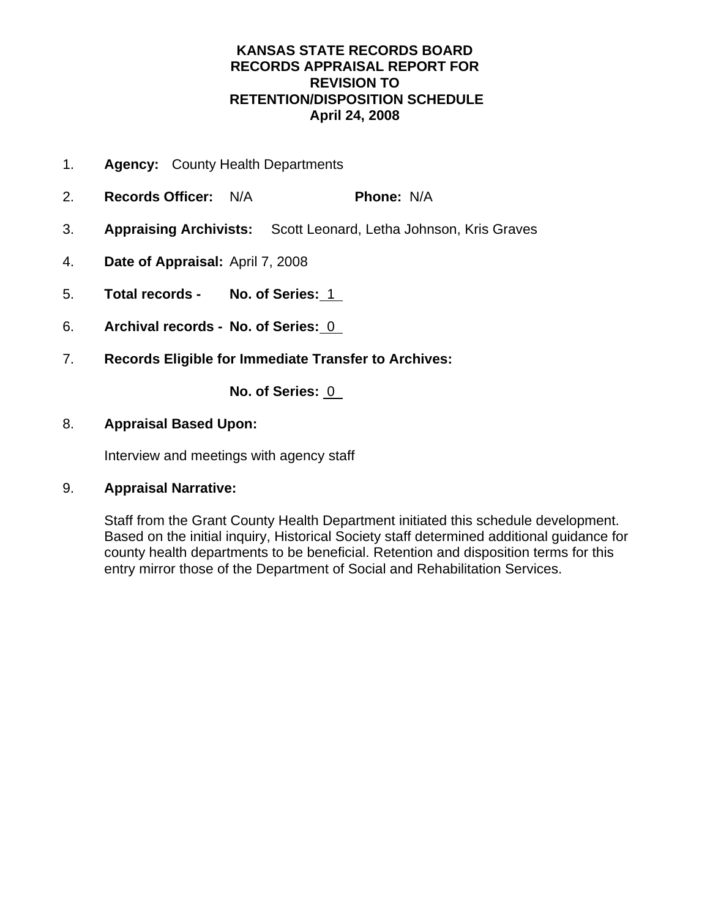**KANSAS STATE RECORDS BOARD**
**RECORDS APPRAISAL REPORT FOR**
**REVISION TO**
**RETENTION/DISPOSITION SCHEDULE**
**April 24, 2008**

1. **Agency:** County Health Departments

2. **Records Officer:** N/A **Phone:** N/A

3. **Appraising Archivists:** Scott Leonard, Letha Johnson, Kris Graves

4. **Date of Appraisal:** April 7, 2008

5. **Total records - No. of Series:** 1

6. **Archival records - No. of Series:** 0

7. **Records Eligible for Immediate Transfer to Archives:**

   **No. of Series:** 0

8. **Appraisal Based Upon:**

   Interview and meetings with agency staff

9. **Appraisal Narrative:**

   Staff from the Grant County Health Department initiated this schedule development. Based on the initial inquiry, Historical Society staff determined additional guidance for county health departments to be beneficial. Retention and disposition terms for this entry mirror those of the Department of Social and Rehabilitation Services.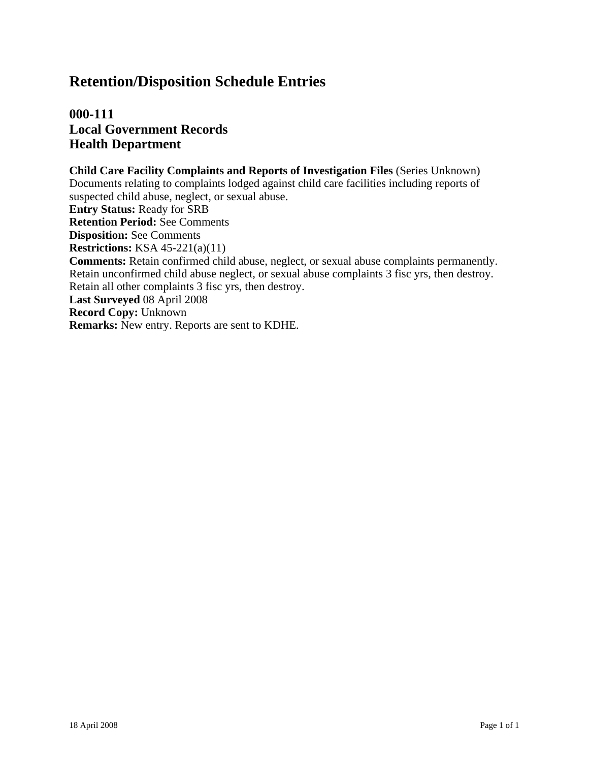# Retention/Disposition Schedule Entries

## 000-111
## Local Government Records
## Health Department

**Child Care Facility Complaints and Reports of Investigation Files** (Series Unknown)
Documents relating to complaints lodged against child care facilities including reports of suspected child abuse, neglect, or sexual abuse.
**Entry Status:** Ready for SRB
**Retention Period:** See Comments
**Disposition:** See Comments
**Restrictions:** KSA 45-221(a)(11)
**Comments:** Retain confirmed child abuse, neglect, or sexual abuse complaints permanently. Retain unconfirmed child abuse neglect, or sexual abuse complaints 3 fisc yrs, then destroy. Retain all other complaints 3 fisc yrs, then destroy.
**Last Surveyed** 08 April 2008
**Record Copy:** Unknown
**Remarks:** New entry. Reports are sent to KDHE.